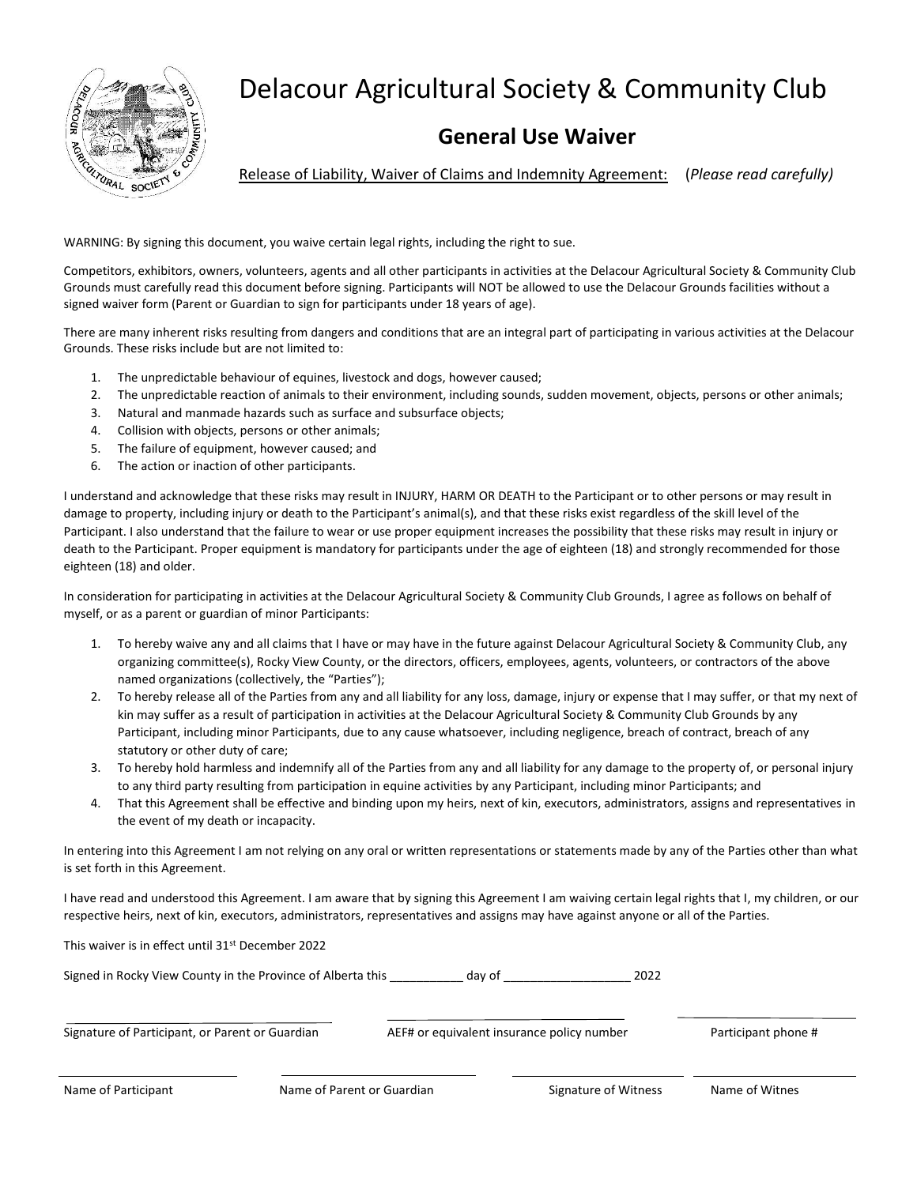# Delacour Agricultural Society & Community Club

## General Use Waiver

Release of Liability, Waiver of Claims and Indemnity Agreement: (*Please read carefully)*

WARNING: By signing this document, you waive certain legal rights, including the right to sue.

Competitors, exhibitors, owners, volunteers, agents and all other participants in activities at the Delacour Agricultural Society & Community Club Grounds must carefully read this document before signing. Participants will NOT be allowed to use the Delacour Grounds facilities without a signed waiver form (Parent or Guardian to sign for participants under 18 years of age).

There are many inherent risks resulting from dangers and conditions that are an integral part of participating in various activities at the Delacour Grounds. These risks include but are not limited to:

1. The unpredictable behaviour of equines, livestock and dogs, however caused;
2. The unpredictable reaction of animals to their environment, including sounds, sudden movement, objects, persons or other animals;
3. Natural and manmade hazards such as surface and subsurface objects;
4. Collision with objects, persons or other animals;
5. The failure of equipment, however caused; and
6. The action or inaction of other participants.

I understand and acknowledge that these risks may result in INJURY, HARM OR DEATH to the Participant or to other persons or may result in damage to property, including injury or death to the Participant's animal(s), and that these risks exist regardless of the skill level of the Participant. I also understand that the failure to wear or use proper equipment increases the possibility that these risks may result in injury or death to the Participant. Proper equipment is mandatory for participants under the age of eighteen (18) and strongly recommended for those eighteen (18) and older.

In consideration for participating in activities at the Delacour Agricultural Society & Community Club Grounds, I agree as follows on behalf of myself, or as a parent or guardian of minor Participants:

1. To hereby waive any and all claims that I have or may have in the future against Delacour Agricultural Society & Community Club, any organizing committee(s), Rocky View County, or the directors, officers, employees, agents, volunteers, or contractors of the above named organizations (collectively, the "Parties");
2. To hereby release all of the Parties from any and all liability for any loss, damage, injury or expense that I may suffer, or that my next of kin may suffer as a result of participation in activities at the Delacour Agricultural Society & Community Club Grounds by any Participant, including minor Participants, due to any cause whatsoever, including negligence, breach of contract, breach of any statutory or other duty of care;
3. To hereby hold harmless and indemnify all of the Parties from any and all liability for any damage to the property of, or personal injury to any third party resulting from participation in equine activities by any Participant, including minor Participants; and
4. That this Agreement shall be effective and binding upon my heirs, next of kin, executors, administrators, assigns and representatives in the event of my death or incapacity.

In entering into this Agreement I am not relying on any oral or written representations or statements made by any of the Parties other than what is set forth in this Agreement.

I have read and understood this Agreement. I am aware that by signing this Agreement I am waiving certain legal rights that I, my children, or our respective heirs, next of kin, executors, administrators, representatives and assigns may have against anyone or all of the Parties.

This waiver is in effect until 31st December 2022

Signed in Rocky View County in the Province of Alberta this __________ day of __________________ 2022

| ______________________ | ______________________ | ______________________ |
|---|---|---|
| Signature of Participant, or Parent or Guardian | AEF# or equivalent insurance policy number | Participant phone # |

| ______________________ | ______________________ | ______________________ | ______________________ |
|---|---|---|---|
| Name of Participant | Name of Parent or Guardian | Signature of Witness | Name of Witnes |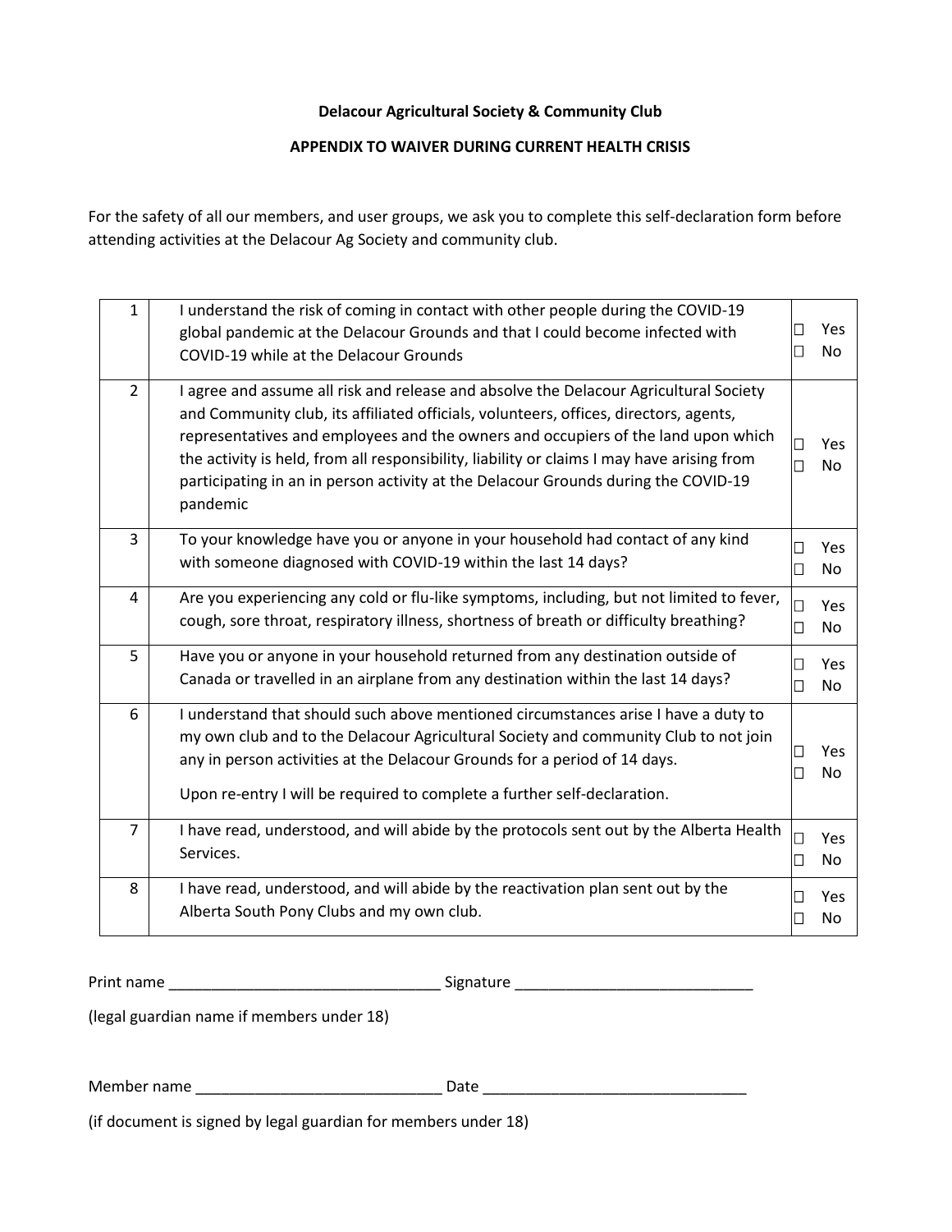**Delacour Agricultural Society & Community Club**

**APPENDIX TO WAIVER DURING CURRENT HEALTH CRISIS**

For the safety of all our members, and user groups, we ask you to complete this self-declaration form before attending activities at the Delacour Ag Society and community club.

| | | |
|---|---|---|
| 1 | I understand the risk of coming in contact with other people during the COVID-19 global pandemic at the Delacour Grounds and that I could become infected with COVID-19 while at the Delacour Grounds | ☐ Yes<br>☐ No |
| 2 | I agree and assume all risk and release and absolve the Delacour Agricultural Society and Community club, its affiliated officials, volunteers, offices, directors, agents, representatives and employees and the owners and occupiers of the land upon which the activity is held, from all responsibility, liability or claims I may have arising from participating in an in person activity at the Delacour Grounds during the COVID-19 pandemic | ☐ Yes<br>☐ No |
| 3 | To your knowledge have you or anyone in your household had contact of any kind with someone diagnosed with COVID-19 within the last 14 days? | ☐ Yes<br>☐ No |
| 4 | Are you experiencing any cold or flu-like symptoms, including, but not limited to fever, cough, sore throat, respiratory illness, shortness of breath or difficulty breathing? | ☐ Yes<br>☐ No |
| 5 | Have you or anyone in your household returned from any destination outside of Canada or travelled in an airplane from any destination within the last 14 days? | ☐ Yes<br>☐ No |
| 6 | I understand that should such above mentioned circumstances arise I have a duty to my own club and to the Delacour Agricultural Society and community Club to not join any in person activities at the Delacour Grounds for a period of 14 days.<br><br>Upon re-entry I will be required to complete a further self-declaration. | ☐ Yes<br>☐ No |
| 7 | I have read, understood, and will abide by the protocols sent out by the Alberta Health Services. | ☐ Yes<br>☐ No |
| 8 | I have read, understood, and will abide by the reactivation plan sent out by the Alberta South Pony Clubs and my own club. | ☐ Yes<br>☐ No |

Print name ________________________________ Signature ____________________________

(legal guardian name if members under 18)

Member name _____________________________ Date _______________________________

(if document is signed by legal guardian for members under 18)